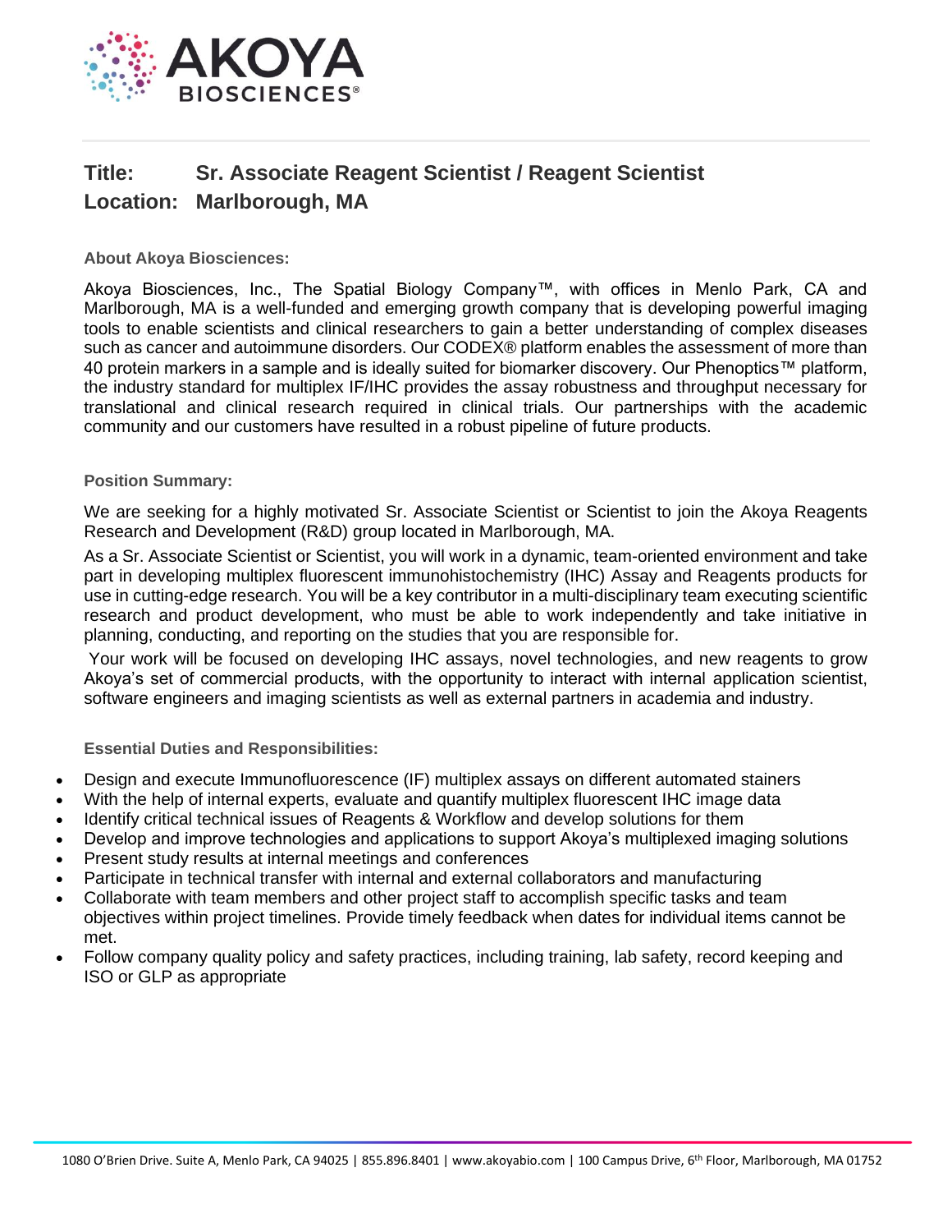**Title:** **Sr. Associate Reagent Scientist / Reagent Scientist**
**Location:** **Marlborough, MA**

### About Akoya Biosciences:

Akoya Biosciences, Inc., The Spatial Biology Company™, with offices in Menlo Park, CA and Marlborough, MA is a well-funded and emerging growth company that is developing powerful imaging tools to enable scientists and clinical researchers to gain a better understanding of complex diseases such as cancer and autoimmune disorders. Our CODEX® platform enables the assessment of more than 40 protein markers in a sample and is ideally suited for biomarker discovery. Our Phenoptics™ platform, the industry standard for multiplex IF/IHC provides the assay robustness and throughput necessary for translational and clinical research required in clinical trials. Our partnerships with the academic community and our customers have resulted in a robust pipeline of future products.

### Position Summary:

We are seeking for a highly motivated Sr. Associate Scientist or Scientist to join the Akoya Reagents Research and Development (R&D) group located in Marlborough, MA.

As a Sr. Associate Scientist or Scientist, you will work in a dynamic, team-oriented environment and take part in developing multiplex fluorescent immunohistochemistry (IHC) Assay and Reagents products for use in cutting-edge research. You will be a key contributor in a multi-disciplinary team executing scientific research and product development, who must be able to work independently and take initiative in planning, conducting, and reporting on the studies that you are responsible for.

Your work will be focused on developing IHC assays, novel technologies, and new reagents to grow Akoya's set of commercial products, with the opportunity to interact with internal application scientist, software engineers and imaging scientists as well as external partners in academia and industry.

### Essential Duties and Responsibilities:

- Design and execute Immunofluorescence (IF) multiplex assays on different automated stainers
- With the help of internal experts, evaluate and quantify multiplex fluorescent IHC image data
- Identify critical technical issues of Reagents & Workflow and develop solutions for them
- Develop and improve technologies and applications to support Akoya's multiplexed imaging solutions
- Present study results at internal meetings and conferences
- Participate in technical transfer with internal and external collaborators and manufacturing
- Collaborate with team members and other project staff to accomplish specific tasks and team objectives within project timelines. Provide timely feedback when dates for individual items cannot be met.
- Follow company quality policy and safety practices, including training, lab safety, record keeping and ISO or GLP as appropriate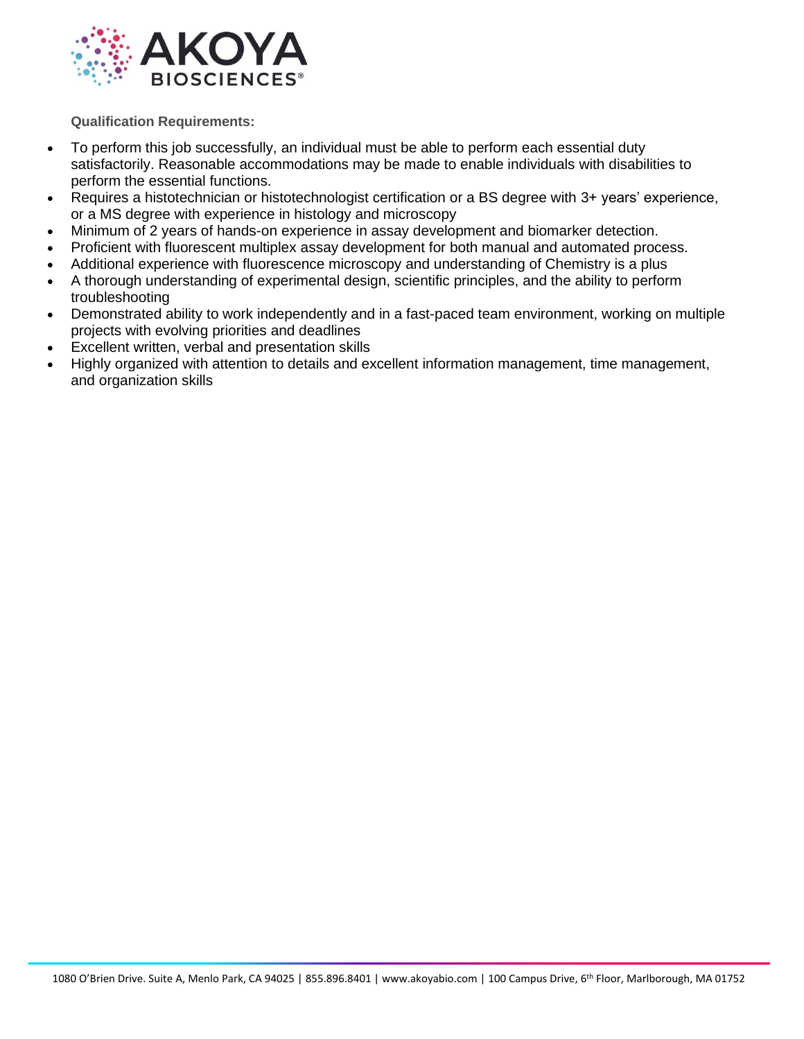**Qualification Requirements:**

- To perform this job successfully, an individual must be able to perform each essential duty satisfactorily. Reasonable accommodations may be made to enable individuals with disabilities to perform the essential functions.
- Requires a histotechnician or histotechnologist certification or a BS degree with 3+ years' experience, or a MS degree with experience in histology and microscopy
- Minimum of 2 years of hands-on experience in assay development and biomarker detection.
- Proficient with fluorescent multiplex assay development for both manual and automated process.
- Additional experience with fluorescence microscopy and understanding of Chemistry is a plus
- A thorough understanding of experimental design, scientific principles, and the ability to perform troubleshooting
- Demonstrated ability to work independently and in a fast-paced team environment, working on multiple projects with evolving priorities and deadlines
- Excellent written, verbal and presentation skills
- Highly organized with attention to details and excellent information management, time management, and organization skills